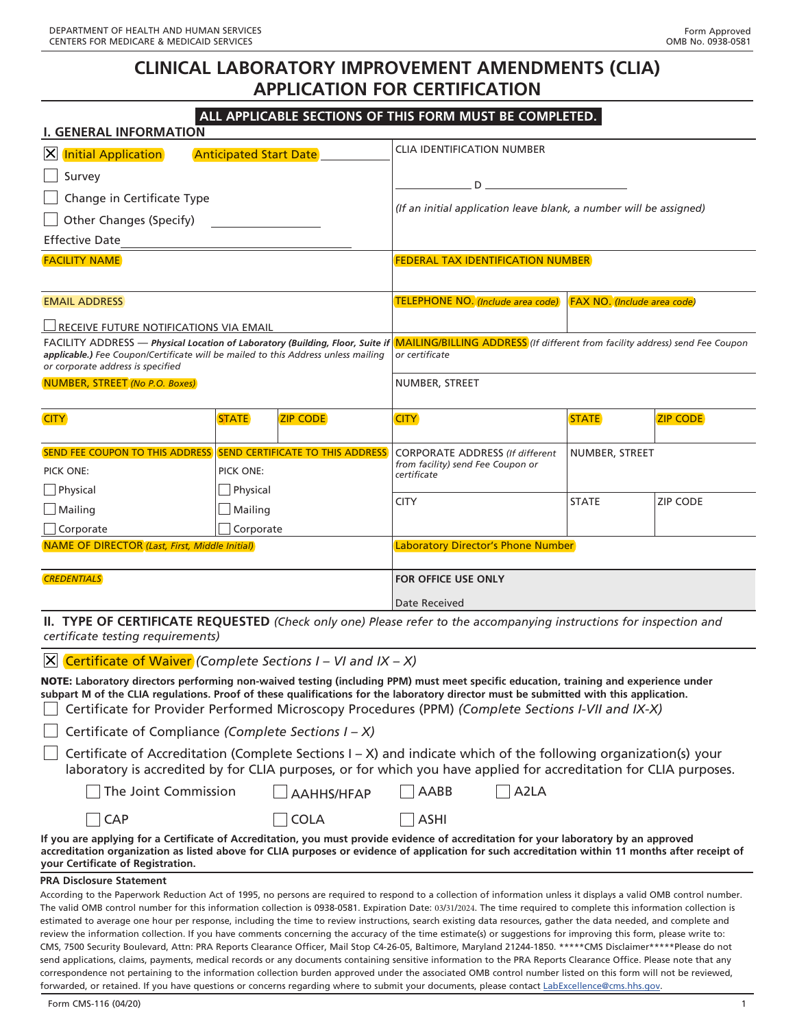DEPARTMENT OF HEALTH AND HUMAN SERVICES
CENTERS FOR MEDICARE & MEDICAID SERVICES

Form Approved
OMB No. 0938-0581

# CLINICAL LABORATORY IMPROVEMENT AMENDMENTS (CLIA) APPLICATION FOR CERTIFICATION

**ALL APPLICABLE SECTIONS OF THIS FORM MUST BE COMPLETED.**

## I. GENERAL INFORMATION

| | | | | | |
|---|---|---|---|---|---|
| ☒ Initial Application   Anticipated Start Date ______<br>☐ Survey<br>☐ Change in Certificate Type<br>☐ Other Changes (Specify) ______<br>Effective Date ______ | | | CLIA IDENTIFICATION NUMBER<br>______ D ______<br>*(If an initial application leave blank, a number will be assigned)* | | |
| FACILITY NAME | | | FEDERAL TAX IDENTIFICATION NUMBER | | |
| EMAIL ADDRESS<br>☐ RECEIVE FUTURE NOTIFICATIONS VIA EMAIL | | | TELEPHONE NO. *(Include area code)* | FAX NO. *(Include area code)* | |
| FACILITY ADDRESS — ***Physical Location of Laboratory (Building, Floor, Suite if applicable.)*** *Fee Coupon/Certificate will be mailed to this Address unless mailing or corporate address is specified* | | | MAILING/BILLING ADDRESS *(If different from facility address) send Fee Coupon or certificate* | | |
| NUMBER, STREET *(No P.O. Boxes)* | | | NUMBER, STREET | | |
| CITY | STATE | ZIP CODE | CITY | STATE | ZIP CODE |
| SEND FEE COUPON TO THIS ADDRESS<br>PICK ONE:<br>☐ Physical<br>☐ Mailing<br>☐ Corporate | SEND CERTIFICATE TO THIS ADDRESS<br>PICK ONE:<br>☐ Physical<br>☐ Mailing<br>☐ Corporate | | CORPORATE ADDRESS *(If different from facility) send Fee Coupon or certificate* | NUMBER, STREET | |
| | | | | CITY | STATE / ZIP CODE |
| NAME OF DIRECTOR *(Last, First, Middle Initial)* | | | Laboratory Director's Phone Number | | |
| *CREDENTIALS* | | | **FOR OFFICE USE ONLY**<br>Date Received | | |

## II. TYPE OF CERTIFICATE REQUESTED *(Check only one) Please refer to the accompanying instructions for inspection and certificate testing requirements)*

☒ Certificate of Waiver *(Complete Sections I – VI and IX – X)*

**NOTE: Laboratory directors performing non-waived testing (including PPM) must meet specific education, training and experience under subpart M of the CLIA regulations. Proof of these qualifications for the laboratory director must be submitted with this application.**

☐ Certificate for Provider Performed Microscopy Procedures (PPM) *(Complete Sections I-VII and IX-X)*

☐ Certificate of Compliance *(Complete Sections I – X)*

☐ Certificate of Accreditation (Complete Sections I – X) and indicate which of the following organization(s) your laboratory is accredited by for CLIA purposes, or for which you have applied for accreditation for CLIA purposes.

☐ The Joint Commission   ☐ AAHHS/HFAP   ☐ AABB   ☐ A2LA

☐ CAP   ☐ COLA   ☐ ASHI

**If you are applying for a Certificate of Accreditation, you must provide evidence of accreditation for your laboratory by an approved accreditation organization as listed above for CLIA purposes or evidence of application for such accreditation within 11 months after receipt of your Certificate of Registration.**

**PRA Disclosure Statement**

According to the Paperwork Reduction Act of 1995, no persons are required to respond to a collection of information unless it displays a valid OMB control number. The valid OMB control number for this information collection is 0938-0581. Expiration Date: 03/31/2024. The time required to complete this information collection is estimated to average one hour per response, including the time to review instructions, search existing data resources, gather the data needed, and complete and review the information collection. If you have comments concerning the accuracy of the time estimate(s) or suggestions for improving this form, please write to: CMS, 7500 Security Boulevard, Attn: PRA Reports Clearance Officer, Mail Stop C4-26-05, Baltimore, Maryland 21244-1850. *****CMS Disclaimer*****Please do not send applications, claims, payments, medical records or any documents containing sensitive information to the PRA Reports Clearance Office. Please note that any correspondence not pertaining to the information collection burden approved under the associated OMB control number listed on this form will not be reviewed, forwarded, or retained. If you have questions or concerns regarding where to submit your documents, please contact LabExcellence@cms.hhs.gov.

Form CMS-116 (04/20)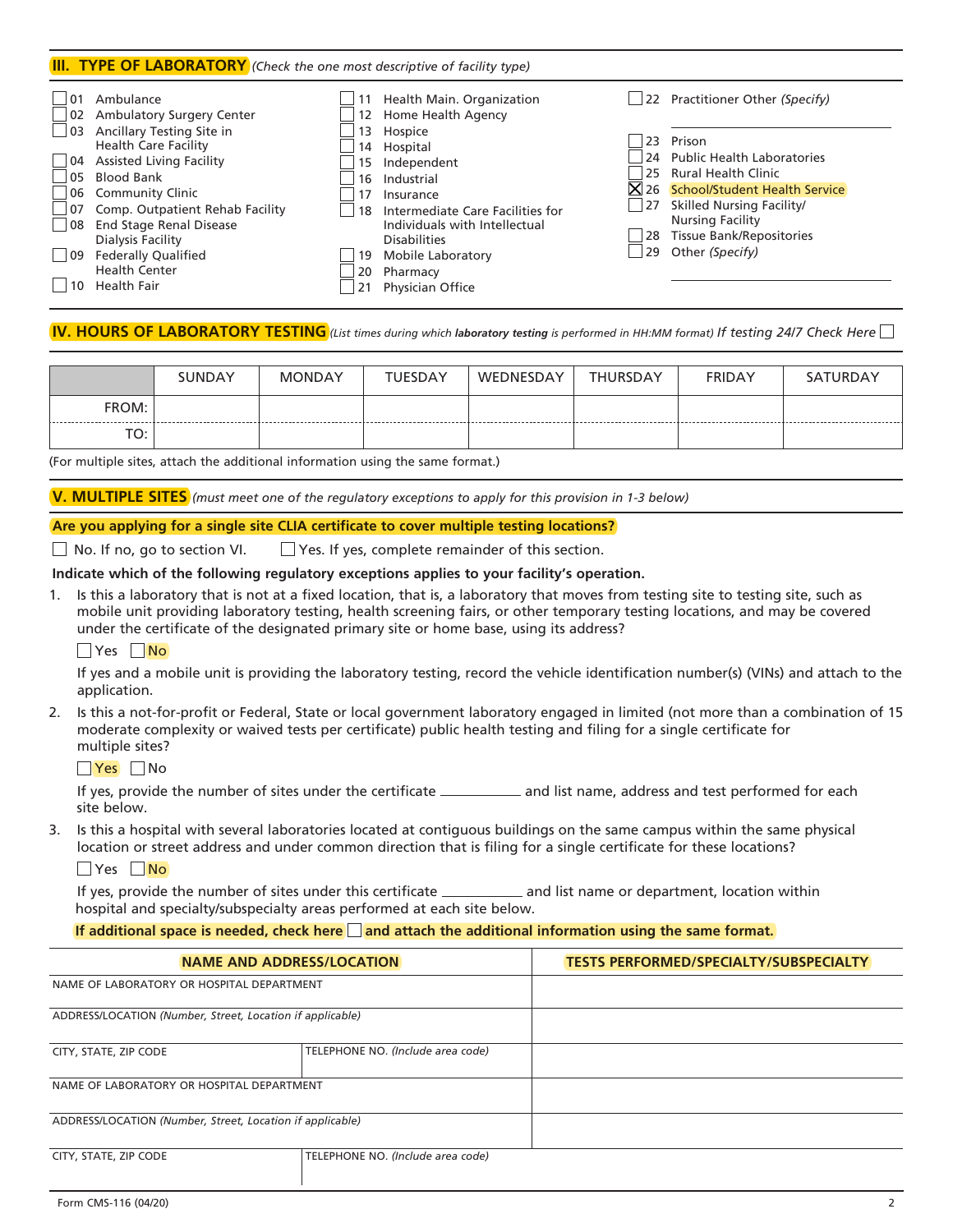## III. TYPE OF LABORATORY *(Check the one most descriptive of facility type)*

- ☐ 01 Ambulance
- ☐ 02 Ambulatory Surgery Center
- ☐ 03 Ancillary Testing Site in Health Care Facility
- ☐ 04 Assisted Living Facility
- ☐ 05 Blood Bank
- ☐ 06 Community Clinic
- ☐ 07 Comp. Outpatient Rehab Facility
- ☐ 08 End Stage Renal Disease Dialysis Facility
- ☐ 09 Federally Qualified Health Center
- ☐ 10 Health Fair
- ☐ 11 Health Main. Organization
- ☐ 12 Home Health Agency
- ☐ 13 Hospice
- ☐ 14 Hospital
- ☐ 15 Independent
- ☐ 16 Industrial
- ☐ 17 Insurance
- ☐ 18 Intermediate Care Facilities for Individuals with Intellectual Disabilities
- ☐ 19 Mobile Laboratory
- ☐ 20 Pharmacy
- ☐ 21 Physician Office
- ☐ 22 Practitioner Other *(Specify)* ____________
- ☐ 23 Prison
- ☐ 24 Public Health Laboratories
- ☐ 25 Rural Health Clinic
- ☒ 26 School/Student Health Service
- ☐ 27 Skilled Nursing Facility/ Nursing Facility
- ☐ 28 Tissue Bank/Repositories
- ☐ 29 Other *(Specify)* ____________

## IV. HOURS OF LABORATORY TESTING *(List times during which **laboratory testing** is performed in HH:MM format)* *If testing 24/7 Check Here* ☐

| | SUNDAY | MONDAY | TUESDAY | WEDNESDAY | THURSDAY | FRIDAY | SATURDAY |
|---|---|---|---|---|---|---|---|
| FROM: | | | | | | | |
| TO: | | | | | | | |

(For multiple sites, attach the additional information using the same format.)

## V. MULTIPLE SITES *(must meet one of the regulatory exceptions to apply for this provision in 1-3 below)*

**Are you applying for a single site CLIA certificate to cover multiple testing locations?**

☐ No. If no, go to section VI. ☐ Yes. If yes, complete remainder of this section.

**Indicate which of the following regulatory exceptions applies to your facility's operation.**

1. Is this a laboratory that is not at a fixed location, that is, a laboratory that moves from testing site to testing site, such as mobile unit providing laboratory testing, health screening fairs, or other temporary testing locations, and may be covered under the certificate of the designated primary site or home base, using its address?

   ☐ Yes ☐ No

   If yes and a mobile unit is providing the laboratory testing, record the vehicle identification number(s) (VINs) and attach to the application.

2. Is this a not-for-profit or Federal, State or local government laboratory engaged in limited (not more than a combination of 15 moderate complexity or waived tests per certificate) public health testing and filing for a single certificate for multiple sites?

   ☐ Yes ☐ No

   If yes, provide the number of sites under the certificate ____________ and list name, address and test performed for each site below.

3. Is this a hospital with several laboratories located at contiguous buildings on the same campus within the same physical location or street address and under common direction that is filing for a single certificate for these locations?

   ☐ Yes ☐ No

   If yes, provide the number of sites under this certificate ____________ and list name or department, location within hospital and specialty/subspecialty areas performed at each site below.

**If additional space is needed, check here ☐ and attach the additional information using the same format.**

| NAME AND ADDRESS/LOCATION | | TESTS PERFORMED/SPECIALTY/SUBSPECIALTY |
|---|---|---|
| NAME OF LABORATORY OR HOSPITAL DEPARTMENT | | |
| ADDRESS/LOCATION *(Number, Street, Location if applicable)* | | |
| CITY, STATE, ZIP CODE | TELEPHONE NO. *(Include area code)* | |
| NAME OF LABORATORY OR HOSPITAL DEPARTMENT | | |
| ADDRESS/LOCATION *(Number, Street, Location if applicable)* | | |
| CITY, STATE, ZIP CODE | TELEPHONE NO. *(Include area code)* | |

Form CMS-116 (04/20)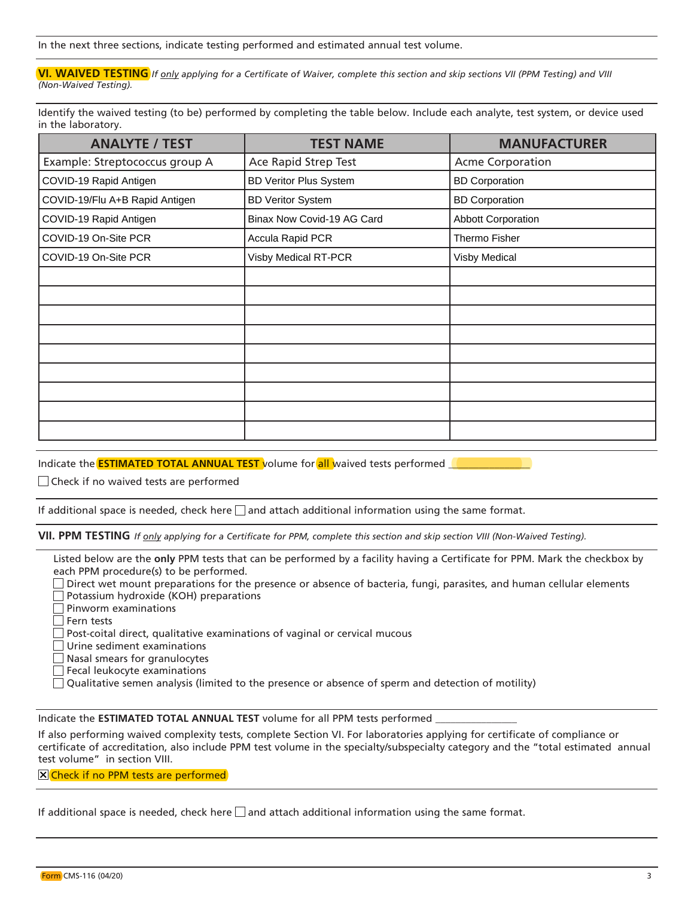In the next three sections, indicate testing performed and estimated annual test volume.

## VI. WAIVED TESTING

*If only applying for a Certificate of Waiver, complete this section and skip sections VII (PPM Testing) and VIII (Non-Waived Testing).*

Identify the waived testing (to be) performed by completing the table below. Include each analyte, test system, or device used in the laboratory.

| ANALYTE / TEST | TEST NAME | MANUFACTURER |
|---|---|---|
| Example: Streptococcus group A | Ace Rapid Strep Test | Acme Corporation |
| COVID-19 Rapid Antigen | BD Veritor Plus System | BD Corporation |
| COVID-19/Flu A+B Rapid Antigen | BD Veritor System | BD Corporation |
| COVID-19 Rapid Antigen | Binax Now Covid-19 AG Card | Abbott Corporation |
| COVID-19 On-Site PCR | Accula Rapid PCR | Thermo Fisher |
| COVID-19 On-Site PCR | Visby Medical RT-PCR | Visby Medical |
| | | |
| | | |
| | | |
| | | |
| | | |
| | | |
| | | |
| | | |
| | | |

Indicate the **ESTIMATED TOTAL ANNUAL TEST** volume for all waived tests performed ______________

☐ Check if no waived tests are performed

If additional space is needed, check here ☐ and attach additional information using the same format.

## VII. PPM TESTING

*If only applying for a Certificate for PPM, complete this section and skip section VIII (Non-Waived Testing).*

Listed below are the **only** PPM tests that can be performed by a facility having a Certificate for PPM. Mark the checkbox by each PPM procedure(s) to be performed.

- ☐ Direct wet mount preparations for the presence or absence of bacteria, fungi, parasites, and human cellular elements
- ☐ Potassium hydroxide (KOH) preparations
- ☐ Pinworm examinations
- ☐ Fern tests
- ☐ Post-coital direct, qualitative examinations of vaginal or cervical mucous
- ☐ Urine sediment examinations
- ☐ Nasal smears for granulocytes
- ☐ Fecal leukocyte examinations
- ☐ Qualitative semen analysis (limited to the presence or absence of sperm and detection of motility)

Indicate the **ESTIMATED TOTAL ANNUAL TEST** volume for all PPM tests performed ______________

If also performing waived complexity tests, complete Section VI. For laboratories applying for certificate of compliance or certificate of accreditation, also include PPM test volume in the specialty/subspecialty category and the "total estimated annual test volume" in section VIII.

☒ Check if no PPM tests are performed

If additional space is needed, check here ☐ and attach additional information using the same format.

Form CMS-116 (04/20)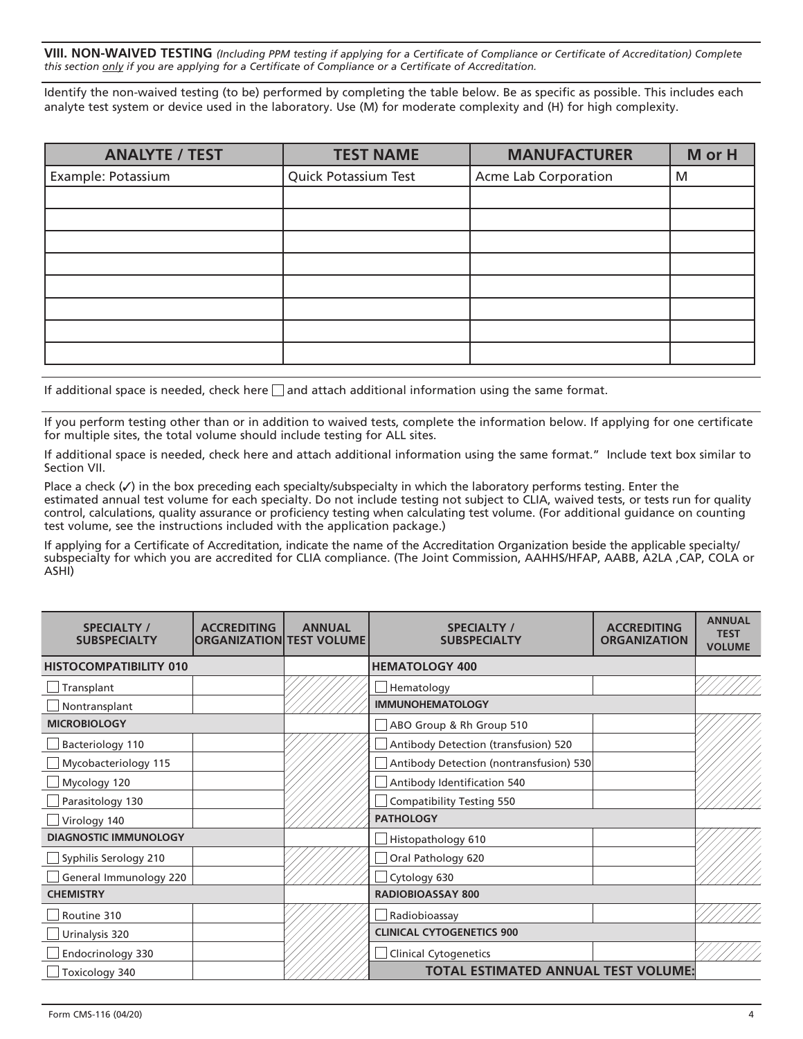**VIII. NON-WAIVED TESTING** *(Including PPM testing if applying for a Certificate of Compliance or Certificate of Accreditation) Complete this section only if you are applying for a Certificate of Compliance or a Certificate of Accreditation.*

Identify the non-waived testing (to be) performed by completing the table below. Be as specific as possible. This includes each analyte test system or device used in the laboratory. Use (M) for moderate complexity and (H) for high complexity.

| ANALYTE / TEST | TEST NAME | MANUFACTURER | M or H |
|---|---|---|---|
| Example: Potassium | Quick Potassium Test | Acme Lab Corporation | M |
| | | | |
| | | | |
| | | | |
| | | | |
| | | | |
| | | | |
| | | | |
| | | | |

If additional space is needed, check here ☐ and attach additional information using the same format.

If you perform testing other than or in addition to waived tests, complete the information below. If applying for one certificate for multiple sites, the total volume should include testing for ALL sites.

If additional space is needed, check here and attach additional information using the same format." Include text box similar to Section VII.

Place a check (✓) in the box preceding each specialty/subspecialty in which the laboratory performs testing. Enter the estimated annual test volume for each specialty. Do not include testing not subject to CLIA, waived tests, or tests run for quality control, calculations, quality assurance or proficiency testing when calculating test volume. (For additional guidance on counting test volume, see the instructions included with the application package.)

If applying for a Certificate of Accreditation, indicate the name of the Accreditation Organization beside the applicable specialty/ subspecialty for which you are accredited for CLIA compliance. (The Joint Commission, AAHHS/HFAP, AABB, A2LA ,CAP, COLA or ASHI)

| SPECIALTY / SUBSPECIALTY | ACCREDITING ORGANIZATION | ANNUAL TEST VOLUME | SPECIALTY / SUBSPECIALTY | ACCREDITING ORGANIZATION | ANNUAL TEST VOLUME |
|---|---|---|---|---|---|
| **HISTOCOMPATIBILITY 010** | | | **HEMATOLOGY 400** | | |
| ☐ Transplant | | | ☐ Hematology | | |
| ☐ Nontransplant | | | **IMMUNOHEMATOLOGY** | | |
| **MICROBIOLOGY** | | | ☐ ABO Group & Rh Group 510 | | |
| ☐ Bacteriology 110 | | | ☐ Antibody Detection (transfusion) 520 | | |
| ☐ Mycobacteriology 115 | | | ☐ Antibody Detection (nontransfusion) 530 | | |
| ☐ Mycology 120 | | | ☐ Antibody Identification 540 | | |
| ☐ Parasitology 130 | | | ☐ Compatibility Testing 550 | | |
| ☐ Virology 140 | | | **PATHOLOGY** | | |
| **DIAGNOSTIC IMMUNOLOGY** | | | ☐ Histopathology 610 | | |
| ☐ Syphilis Serology 210 | | | ☐ Oral Pathology 620 | | |
| ☐ General Immunology 220 | | | ☐ Cytology 630 | | |
| **CHEMISTRY** | | | **RADIOBIOASSAY 800** | | |
| ☐ Routine 310 | | | ☐ Radiobioassay | | |
| ☐ Urinalysis 320 | | | **CLINICAL CYTOGENETICS 900** | | |
| ☐ Endocrinology 330 | | | ☐ Clinical Cytogenetics | | |
| ☐ Toxicology 340 | | | **TOTAL ESTIMATED ANNUAL TEST VOLUME:** | | |

Form CMS-116 (04/20)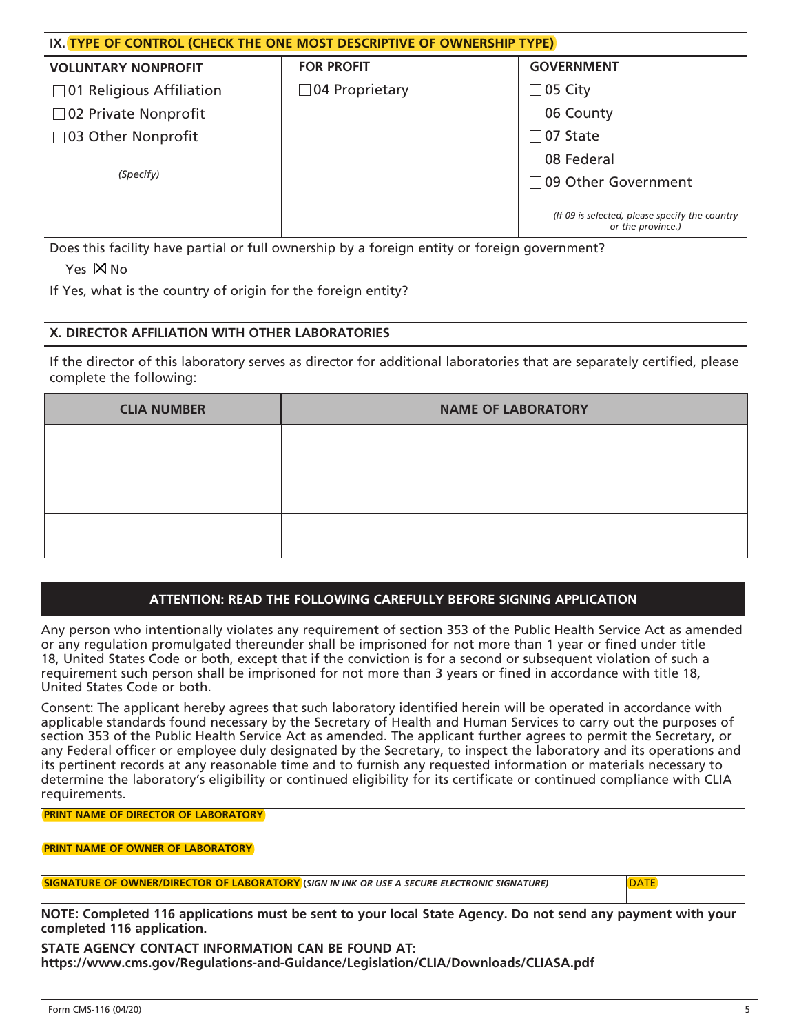## IX. TYPE OF CONTROL (CHECK THE ONE MOST DESCRIPTIVE OF OWNERSHIP TYPE)

| VOLUNTARY NONPROFIT | FOR PROFIT | GOVERNMENT |
|---|---|---|
| ☐ 01 Religious Affiliation | ☐ 04 Proprietary | ☐ 05 City |
| ☐ 02 Private Nonprofit | | ☐ 06 County |
| ☐ 03 Other Nonprofit | | ☐ 07 State |
| | | ☐ 08 Federal |
| _______________ *(Specify)* | | ☐ 09 Other Government |
| | | _______________ *(If 09 is selected, please specify the country or the province.)* |

Does this facility have partial or full ownership by a foreign entity or foreign government?

☐ Yes ☒ No

If Yes, what is the country of origin for the foreign entity? _______________

## X. DIRECTOR AFFILIATION WITH OTHER LABORATORIES

If the director of this laboratory serves as director for additional laboratories that are separately certified, please complete the following:

| CLIA NUMBER | NAME OF LABORATORY |
|---|---|
| | |
| | |
| | |
| | |
| | |
| | |

## ATTENTION: READ THE FOLLOWING CAREFULLY BEFORE SIGNING APPLICATION

Any person who intentionally violates any requirement of section 353 of the Public Health Service Act as amended or any regulation promulgated thereunder shall be imprisoned for not more than 1 year or fined under title 18, United States Code or both, except that if the conviction is for a second or subsequent violation of such a requirement such person shall be imprisoned for not more than 3 years or fined in accordance with title 18, United States Code or both.

Consent: The applicant hereby agrees that such laboratory identified herein will be operated in accordance with applicable standards found necessary by the Secretary of Health and Human Services to carry out the purposes of section 353 of the Public Health Service Act as amended. The applicant further agrees to permit the Secretary, or any Federal officer or employee duly designated by the Secretary, to inspect the laboratory and its operations and its pertinent records at any reasonable time and to furnish any requested information or materials necessary to determine the laboratory's eligibility or continued eligibility for its certificate or continued compliance with CLIA requirements.

**PRINT NAME OF DIRECTOR OF LABORATORY**

**PRINT NAME OF OWNER OF LABORATORY**

**SIGNATURE OF OWNER/DIRECTOR OF LABORATORY** (*SIGN IN INK OR USE A SECURE ELECTRONIC SIGNATURE*) | DATE

**NOTE: Completed 116 applications must be sent to your local State Agency. Do not send any payment with your completed 116 application.**

**STATE AGENCY CONTACT INFORMATION CAN BE FOUND AT:**
**https://www.cms.gov/Regulations-and-Guidance/Legislation/CLIA/Downloads/CLIASA.pdf**

Form CMS-116 (04/20)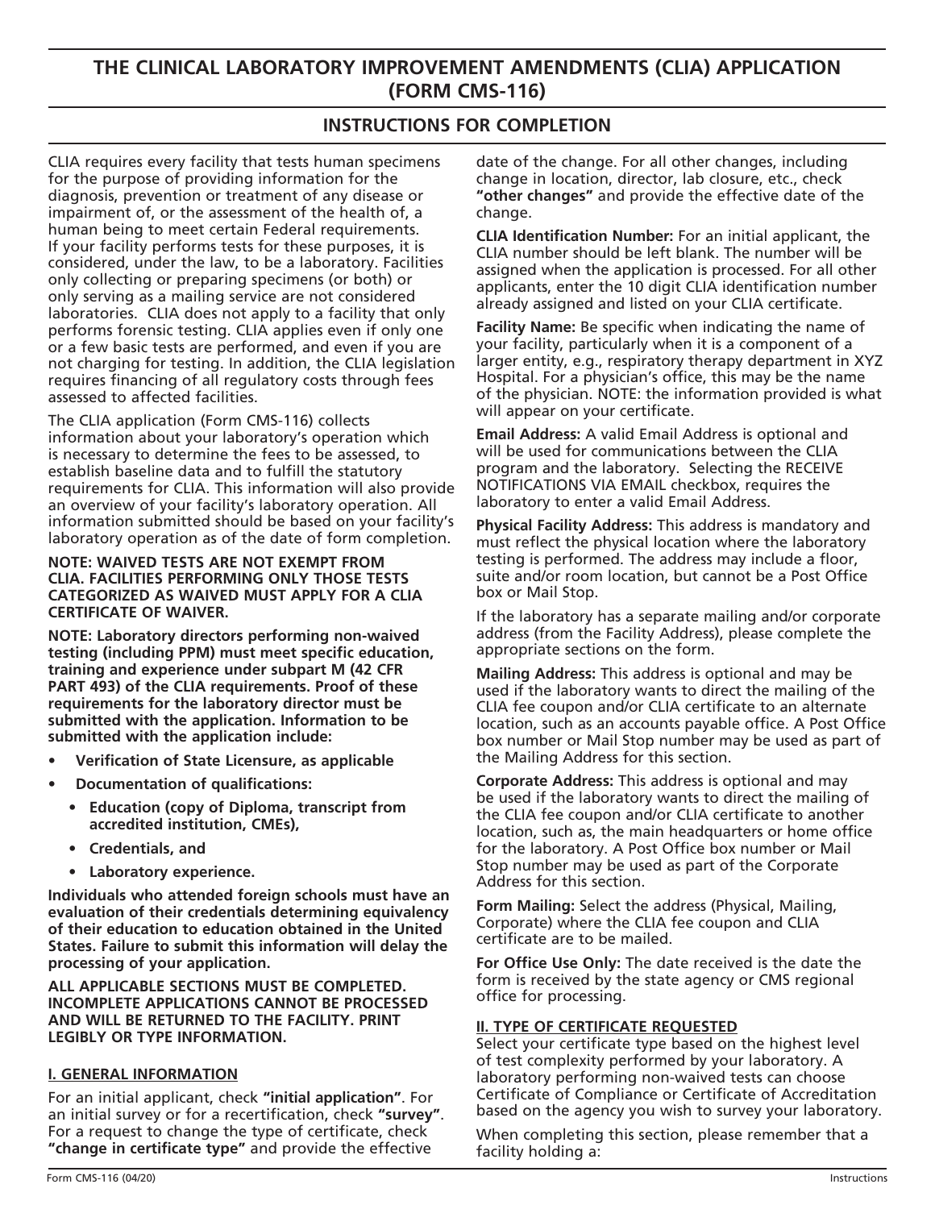# THE CLINICAL LABORATORY IMPROVEMENT AMENDMENTS (CLIA) APPLICATION (FORM CMS-116)

## INSTRUCTIONS FOR COMPLETION

CLIA requires every facility that tests human specimens for the purpose of providing information for the diagnosis, prevention or treatment of any disease or impairment of, or the assessment of the health of, a human being to meet certain Federal requirements. If your facility performs tests for these purposes, it is considered, under the law, to be a laboratory. Facilities only collecting or preparing specimens (or both) or only serving as a mailing service are not considered laboratories. CLIA does not apply to a facility that only performs forensic testing. CLIA applies even if only one or a few basic tests are performed, and even if you are not charging for testing. In addition, the CLIA legislation requires financing of all regulatory costs through fees assessed to affected facilities.

The CLIA application (Form CMS-116) collects information about your laboratory's operation which is necessary to determine the fees to be assessed, to establish baseline data and to fulfill the statutory requirements for CLIA. This information will also provide an overview of your facility's laboratory operation. All information submitted should be based on your facility's laboratory operation as of the date of form completion.

**NOTE: WAIVED TESTS ARE NOT EXEMPT FROM CLIA. FACILITIES PERFORMING ONLY THOSE TESTS CATEGORIZED AS WAIVED MUST APPLY FOR A CLIA CERTIFICATE OF WAIVER.**

**NOTE: Laboratory directors performing non-waived testing (including PPM) must meet specific education, training and experience under subpart M (42 CFR PART 493) of the CLIA requirements. Proof of these requirements for the laboratory director must be submitted with the application. Information to be submitted with the application include:**

- **Verification of State Licensure, as applicable**
- **Documentation of qualifications:**
  - **Education (copy of Diploma, transcript from accredited institution, CMEs),**
  - **Credentials, and**
  - **Laboratory experience.**

**Individuals who attended foreign schools must have an evaluation of their credentials determining equivalency of their education to education obtained in the United States. Failure to submit this information will delay the processing of your application.**

**ALL APPLICABLE SECTIONS MUST BE COMPLETED. INCOMPLETE APPLICATIONS CANNOT BE PROCESSED AND WILL BE RETURNED TO THE FACILITY. PRINT LEGIBLY OR TYPE INFORMATION.**

### I. GENERAL INFORMATION

For an initial applicant, check **"initial application"**. For an initial survey or for a recertification, check **"survey"**. For a request to change the type of certificate, check **"change in certificate type"** and provide the effective date of the change. For all other changes, including change in location, director, lab closure, etc., check **"other changes"** and provide the effective date of the change.

**CLIA Identification Number:** For an initial applicant, the CLIA number should be left blank. The number will be assigned when the application is processed. For all other applicants, enter the 10 digit CLIA identification number already assigned and listed on your CLIA certificate.

**Facility Name:** Be specific when indicating the name of your facility, particularly when it is a component of a larger entity, e.g., respiratory therapy department in XYZ Hospital. For a physician's office, this may be the name of the physician. NOTE: the information provided is what will appear on your certificate.

**Email Address:** A valid Email Address is optional and will be used for communications between the CLIA program and the laboratory. Selecting the RECEIVE NOTIFICATIONS VIA EMAIL checkbox, requires the laboratory to enter a valid Email Address.

**Physical Facility Address:** This address is mandatory and must reflect the physical location where the laboratory testing is performed. The address may include a floor, suite and/or room location, but cannot be a Post Office box or Mail Stop.

If the laboratory has a separate mailing and/or corporate address (from the Facility Address), please complete the appropriate sections on the form.

**Mailing Address:** This address is optional and may be used if the laboratory wants to direct the mailing of the CLIA fee coupon and/or CLIA certificate to an alternate location, such as an accounts payable office. A Post Office box number or Mail Stop number may be used as part of the Mailing Address for this section.

**Corporate Address:** This address is optional and may be used if the laboratory wants to direct the mailing of the CLIA fee coupon and/or CLIA certificate to another location, such as, the main headquarters or home office for the laboratory. A Post Office box number or Mail Stop number may be used as part of the Corporate Address for this section.

**Form Mailing:** Select the address (Physical, Mailing, Corporate) where the CLIA fee coupon and CLIA certificate are to be mailed.

**For Office Use Only:** The date received is the date the form is received by the state agency or CMS regional office for processing.

### II. TYPE OF CERTIFICATE REQUESTED

Select your certificate type based on the highest level of test complexity performed by your laboratory. A laboratory performing non-waived tests can choose Certificate of Compliance or Certificate of Accreditation based on the agency you wish to survey your laboratory.

When completing this section, please remember that a facility holding a: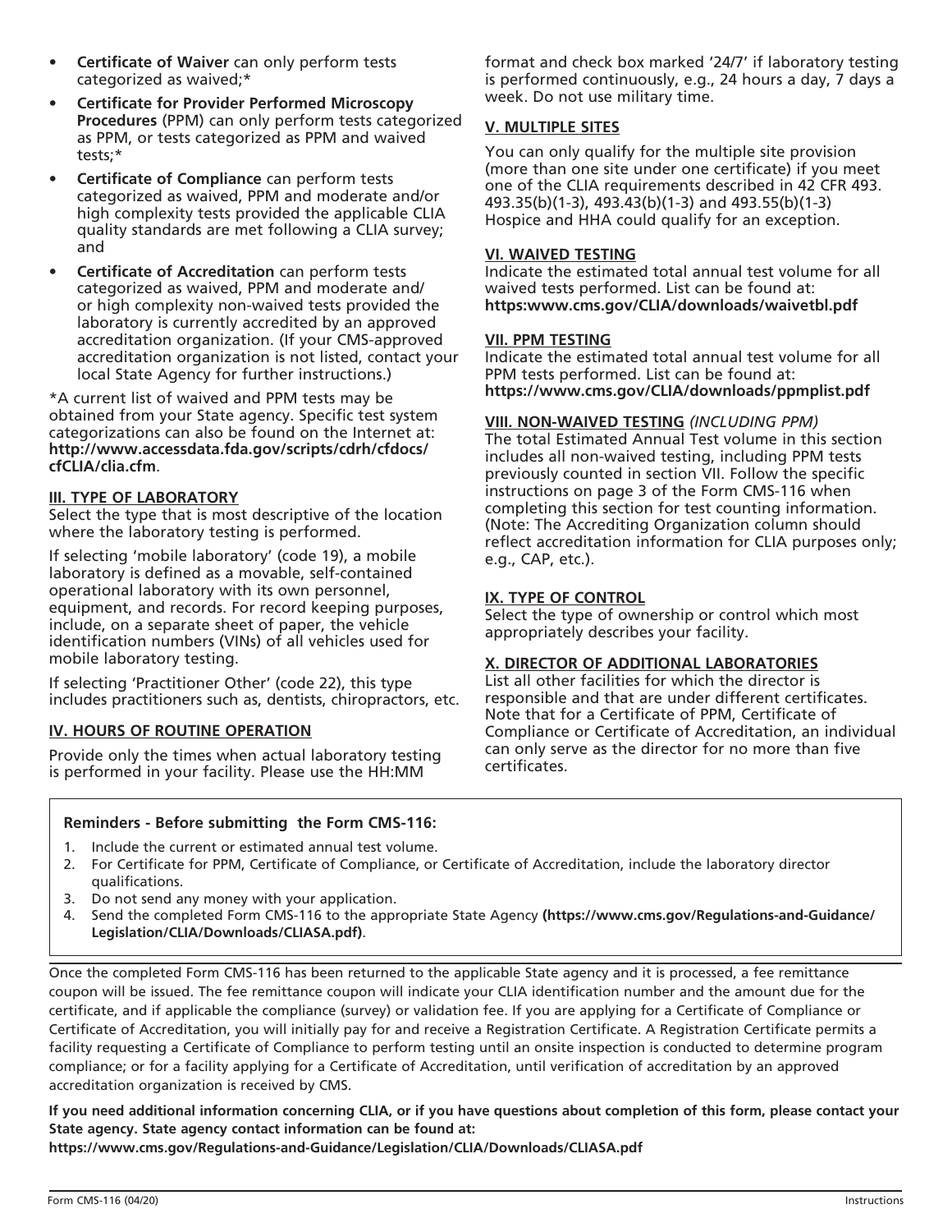- **Certificate of Waiver** can only perform tests categorized as waived;*
- **Certificate for Provider Performed Microscopy Procedures** (PPM) can only perform tests categorized as PPM, or tests categorized as PPM and waived tests;*
- **Certificate of Compliance** can perform tests categorized as waived, PPM and moderate and/or high complexity tests provided the applicable CLIA quality standards are met following a CLIA survey; and
- **Certificate of Accreditation** can perform tests categorized as waived, PPM and moderate and/ or high complexity non-waived tests provided the laboratory is currently accredited by an approved accreditation organization. (If your CMS-approved accreditation organization is not listed, contact your local State Agency for further instructions.)

*A current list of waived and PPM tests may be obtained from your State agency. Specific test system categorizations can also be found on the Internet at: **http://www.accessdata.fda.gov/scripts/cdrh/cfdocs/cfCLIA/clia.cfm**.

**III. TYPE OF LABORATORY**

Select the type that is most descriptive of the location where the laboratory testing is performed.

If selecting 'mobile laboratory' (code 19), a mobile laboratory is defined as a movable, self-contained operational laboratory with its own personnel, equipment, and records. For record keeping purposes, include, on a separate sheet of paper, the vehicle identification numbers (VINs) of all vehicles used for mobile laboratory testing.

If selecting 'Practitioner Other' (code 22), this type includes practitioners such as, dentists, chiropractors, etc.

**IV. HOURS OF ROUTINE OPERATION**

Provide only the times when actual laboratory testing is performed in your facility. Please use the HH:MM format and check box marked '24/7' if laboratory testing is performed continuously, e.g., 24 hours a day, 7 days a week. Do not use military time.

**V. MULTIPLE SITES**

You can only qualify for the multiple site provision (more than one site under one certificate) if you meet one of the CLIA requirements described in 42 CFR 493. 493.35(b)(1-3), 493.43(b)(1-3) and 493.55(b)(1-3) Hospice and HHA could qualify for an exception.

**VI. WAIVED TESTING**

Indicate the estimated total annual test volume for all waived tests performed. List can be found at: **https:www.cms.gov/CLIA/downloads/waivetbl.pdf**

**VII. PPM TESTING**

Indicate the estimated total annual test volume for all PPM tests performed. List can be found at: **https://www.cms.gov/CLIA/downloads/ppmplist.pdf**

**VIII. NON-WAIVED TESTING** *(INCLUDING PPM)*

The total Estimated Annual Test volume in this section includes all non-waived testing, including PPM tests previously counted in section VII. Follow the specific instructions on page 3 of the Form CMS-116 when completing this section for test counting information. (Note: The Accrediting Organization column should reflect accreditation information for CLIA purposes only; e.g., CAP, etc.).

**IX. TYPE OF CONTROL**

Select the type of ownership or control which most appropriately describes your facility.

**X. DIRECTOR OF ADDITIONAL LABORATORIES**

List all other facilities for which the director is responsible and that are under different certificates. Note that for a Certificate of PPM, Certificate of Compliance or Certificate of Accreditation, an individual can only serve as the director for no more than five certificates.

**Reminders - Before submitting the Form CMS-116:**

1. Include the current or estimated annual test volume.
2. For Certificate for PPM, Certificate of Compliance, or Certificate of Accreditation, include the laboratory director qualifications.
3. Do not send any money with your application.
4. Send the completed Form CMS-116 to the appropriate State Agency **(https://www.cms.gov/Regulations-and-Guidance/Legislation/CLIA/Downloads/CLIASA.pdf)**.

Once the completed Form CMS-116 has been returned to the applicable State agency and it is processed, a fee remittance coupon will be issued. The fee remittance coupon will indicate your CLIA identification number and the amount due for the certificate, and if applicable the compliance (survey) or validation fee. If you are applying for a Certificate of Compliance or Certificate of Accreditation, you will initially pay for and receive a Registration Certificate. A Registration Certificate permits a facility requesting a Certificate of Compliance to perform testing until an onsite inspection is conducted to determine program compliance; or for a facility applying for a Certificate of Accreditation, until verification of accreditation by an approved accreditation organization is received by CMS.

**If you need additional information concerning CLIA, or if you have questions about completion of this form, please contact your State agency. State agency contact information can be found at:**
**https://www.cms.gov/Regulations-and-Guidance/Legislation/CLIA/Downloads/CLIASA.pdf**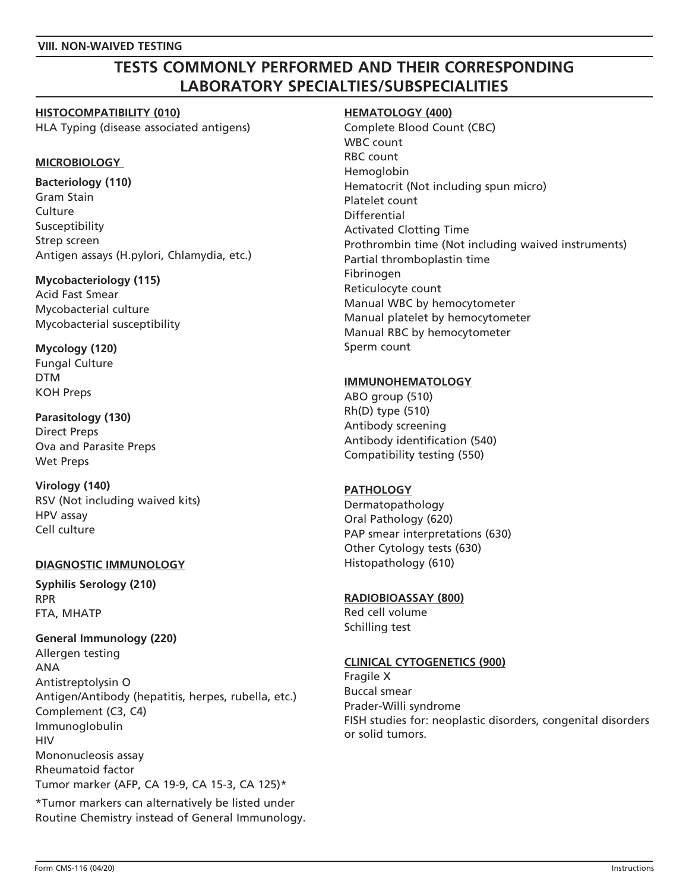**VIII. NON-WAIVED TESTING**

# TESTS COMMONLY PERFORMED AND THEIR CORRESPONDING LABORATORY SPECIALTIES/SUBSPECIALITIES

**HISTOCOMPATIBILITY (010)**

HLA Typing (disease associated antigens)

**MICROBIOLOGY**

**Bacteriology (110)**

Gram Stain
Culture
Susceptibility
Strep screen
Antigen assays (H.pylori, Chlamydia, etc.)

**Mycobacteriology (115)**

Acid Fast Smear
Mycobacterial culture
Mycobacterial susceptibility

**Mycology (120)**

Fungal Culture
DTM
KOH Preps

**Parasitology (130)**

Direct Preps
Ova and Parasite Preps
Wet Preps

**Virology (140)**

RSV (Not including waived kits)
HPV assay
Cell culture

**DIAGNOSTIC IMMUNOLOGY**

**Syphilis Serology (210)**

RPR
FTA, MHATP

**General Immunology (220)**

Allergen testing
ANA
Antistreptolysin O
Antigen/Antibody (hepatitis, herpes, rubella, etc.)
Complement (C3, C4)
Immunoglobulin
HIV
Mononucleosis assay
Rheumatoid factor
Tumor marker (AFP, CA 19-9, CA 15-3, CA 125)*

*Tumor markers can alternatively be listed under Routine Chemistry instead of General Immunology.

**HEMATOLOGY (400)**

Complete Blood Count (CBC)
WBC count
RBC count
Hemoglobin
Hematocrit (Not including spun micro)
Platelet count
Differential
Activated Clotting Time
Prothrombin time (Not including waived instruments)
Partial thromboplastin time
Fibrinogen
Reticulocyte count
Manual WBC by hemocytometer
Manual platelet by hemocytometer
Manual RBC by hemocytometer
Sperm count

**IMMUNOHEMATOLOGY**

ABO group (510)
Rh(D) type (510)
Antibody screening
Antibody identification (540)
Compatibility testing (550)

**PATHOLOGY**

Dermatopathology
Oral Pathology (620)
PAP smear interpretations (630)
Other Cytology tests (630)
Histopathology (610)

**RADIOBIOASSAY (800)**

Red cell volume
Schilling test

**CLINICAL CYTOGENETICS (900)**

Fragile X
Buccal smear
Prader-Willi syndrome
FISH studies for: neoplastic disorders, congenital disorders or solid tumors.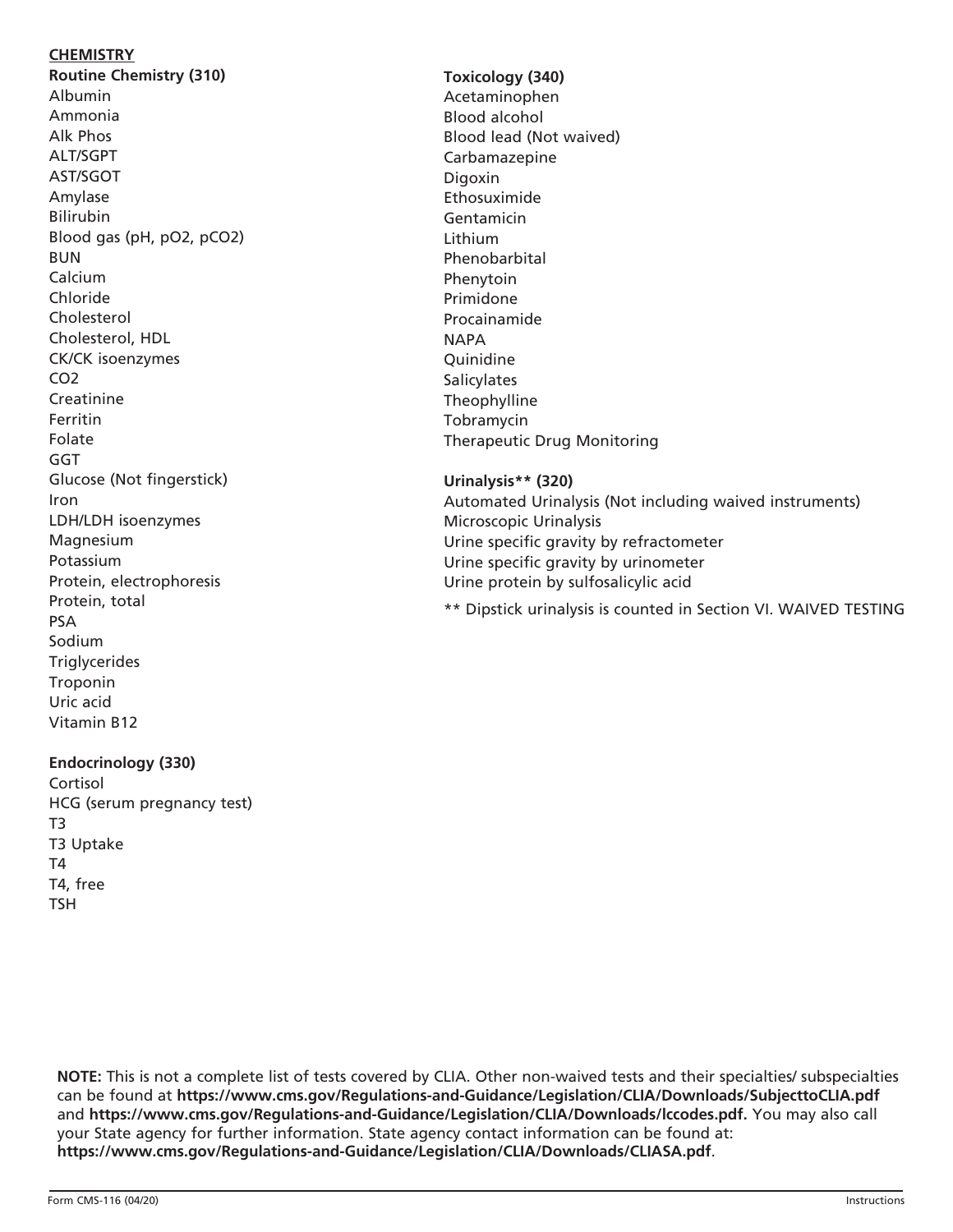**CHEMISTRY**

**Routine Chemistry (310)**

Albumin
Ammonia
Alk Phos
ALT/SGPT
AST/SGOT
Amylase
Bilirubin
Blood gas (pH, $pO_2$, $pCO_2$)
BUN
Calcium
Chloride
Cholesterol
Cholesterol, HDL
CK/CK isoenzymes
$CO_2$
Creatinine
Ferritin
Folate
GGT
Glucose (Not fingerstick)
Iron
LDH/LDH isoenzymes
Magnesium
Potassium
Protein, electrophoresis
Protein, total
PSA
Sodium
Triglycerides
Troponin
Uric acid
Vitamin B12

**Endocrinology (330)**

Cortisol
HCG (serum pregnancy test)
T3
T3 Uptake
T4
T4, free
TSH

**Toxicology (340)**

Acetaminophen
Blood alcohol
Blood lead (Not waived)
Carbamazepine
Digoxin
Ethosuximide
Gentamicin
Lithium
Phenobarbital
Phenytoin
Primidone
Procainamide
NAPA
Quinidine
Salicylates
Theophylline
Tobramycin
Therapeutic Drug Monitoring

**Urinalysis** (320)**

Automated Urinalysis (Not including waived instruments)
Microscopic Urinalysis
Urine specific gravity by refractometer
Urine specific gravity by urinometer
Urine protein by sulfosalicylic acid

** Dipstick urinalysis is counted in Section VI. WAIVED TESTING

**NOTE:** This is not a complete list of tests covered by CLIA. Other non-waived tests and their specialties/ subspecialties can be found at **https://www.cms.gov/Regulations-and-Guidance/Legislation/CLIA/Downloads/SubjecttoCLIA.pdf** and **https://www.cms.gov/Regulations-and-Guidance/Legislation/CLIA/Downloads/lccodes.pdf.** You may also call your State agency for further information. State agency contact information can be found at: **https://www.cms.gov/Regulations-and-Guidance/Legislation/CLIA/Downloads/CLIASA.pdf**.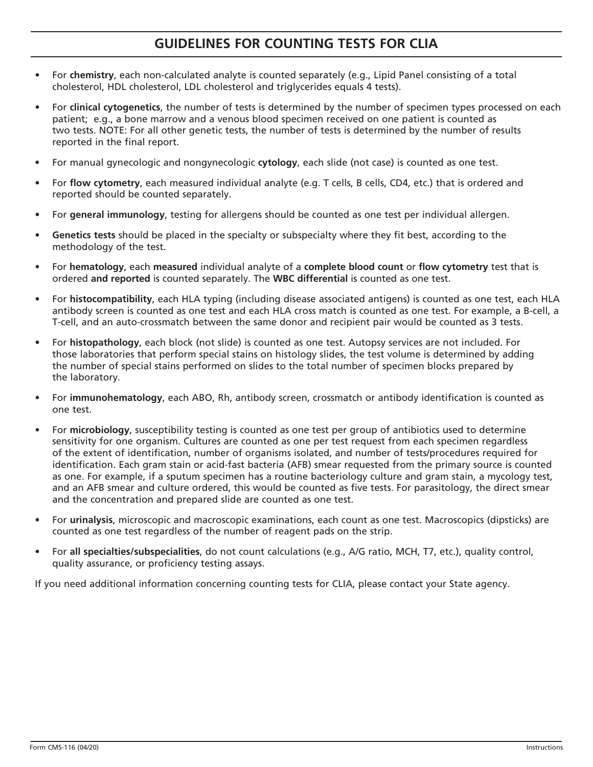## GUIDELINES FOR COUNTING TESTS FOR CLIA

- For **chemistry**, each non-calculated analyte is counted separately (e.g., Lipid Panel consisting of a total cholesterol, HDL cholesterol, LDL cholesterol and triglycerides equals 4 tests).
- For **clinical cytogenetics**, the number of tests is determined by the number of specimen types processed on each patient; e.g., a bone marrow and a venous blood specimen received on one patient is counted as two tests. NOTE: For all other genetic tests, the number of tests is determined by the number of results reported in the final report.
- For manual gynecologic and nongynecologic **cytology**, each slide (not case) is counted as one test.
- For **flow cytometry**, each measured individual analyte (e.g. T cells, B cells, CD4, etc.) that is ordered and reported should be counted separately.
- For **general immunology**, testing for allergens should be counted as one test per individual allergen.
- **Genetics tests** should be placed in the specialty or subspecialty where they fit best, according to the methodology of the test.
- For **hematology**, each **measured** individual analyte of a **complete blood count** or **flow cytometry** test that is ordered **and reported** is counted separately. The **WBC differential** is counted as one test.
- For **histocompatibility**, each HLA typing (including disease associated antigens) is counted as one test, each HLA antibody screen is counted as one test and each HLA cross match is counted as one test. For example, a B-cell, a T-cell, and an auto-crossmatch between the same donor and recipient pair would be counted as 3 tests.
- For **histopathology**, each block (not slide) is counted as one test. Autopsy services are not included. For those laboratories that perform special stains on histology slides, the test volume is determined by adding the number of special stains performed on slides to the total number of specimen blocks prepared by the laboratory.
- For **immunohematology**, each ABO, Rh, antibody screen, crossmatch or antibody identification is counted as one test.
- For **microbiology**, susceptibility testing is counted as one test per group of antibiotics used to determine sensitivity for one organism. Cultures are counted as one per test request from each specimen regardless of the extent of identification, number of organisms isolated, and number of tests/procedures required for identification. Each gram stain or acid-fast bacteria (AFB) smear requested from the primary source is counted as one. For example, if a sputum specimen has a routine bacteriology culture and gram stain, a mycology test, and an AFB smear and culture ordered, this would be counted as five tests. For parasitology, the direct smear and the concentration and prepared slide are counted as one test.
- For **urinalysis**, microscopic and macroscopic examinations, each count as one test. Macroscopics (dipsticks) are counted as one test regardless of the number of reagent pads on the strip.
- For **all specialties/subspecialities**, do not count calculations (e.g., A/G ratio, MCH, T7, etc.), quality control, quality assurance, or proficiency testing assays.

If you need additional information concerning counting tests for CLIA, please contact your State agency.